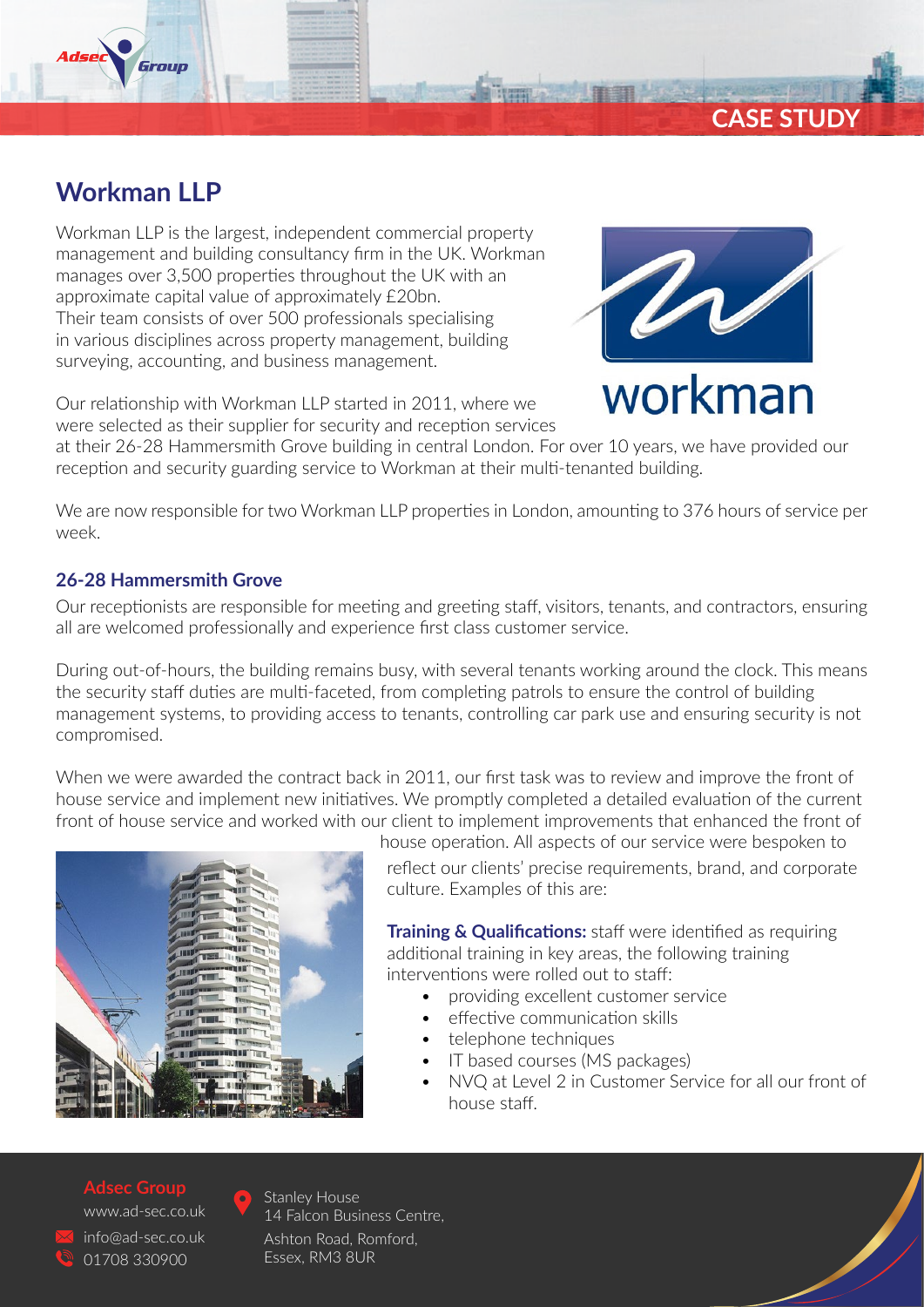CASE STUDY

# Workman LLP

Workman LLP is the largest, independent commercial property management and building consultancy firm in the UK. Workman manages over 3,500 properties throughout the UK with an approximate capital value of approximately £20bn. Their team consists of over 500 professionals specialising in various disciplines across property management, building surveying, accounting, and business management.

Our relationship with Workman LLP started in 2011, where we were selected as their supplier for security and reception services at their 26-28 Hammersmith Grove building in central London. For over 10 years, we have provided our reception and security guarding service to Workman at their multi-tenanted building.

We are now responsible for two Workman LLP properties in London, amounting to 376 hours of service per week.

### 26-28 Hammersmith Grove

Our receptionists are responsible for meeting and greeting staff, visitors, tenants, and contractors, ensuring all are welcomed professionally and experience first class customer service.

During out-of-hours, the building remains busy, with several tenants working around the clock. This means the security staff duties are multi-faceted, from completing patrols to ensure the control of building management systems, to providing access to tenants, controlling car park use and ensuring security is not compromised.

When we were awarded the contract back in 2011, our first task was to review and improve the front of house service and implement new initiatives. We promptly completed a detailed evaluation of the current front of house service and worked with our client to implement improvements that enhanced the front of house operation. All aspects of our service were bespoken to reflect our clients' precise requirements, brand, and corporate culture. Examples of this are:

**Training & Qualifications:** staff were identified as requiring additional training in key areas, the following training interventions were rolled out to staff:

- providing excellent customer service
- effective communication skills
- telephone techniques
- IT based courses (MS packages)
- NVQ at Level 2 in Customer Service for all our front of house staff.

**Adsec Group**
www.ad-sec.co.uk
info@ad-sec.co.uk
01708 330900

Stanley House
14 Falcon Business Centre,
Ashton Road, Romford,
Essex, RM3 8UR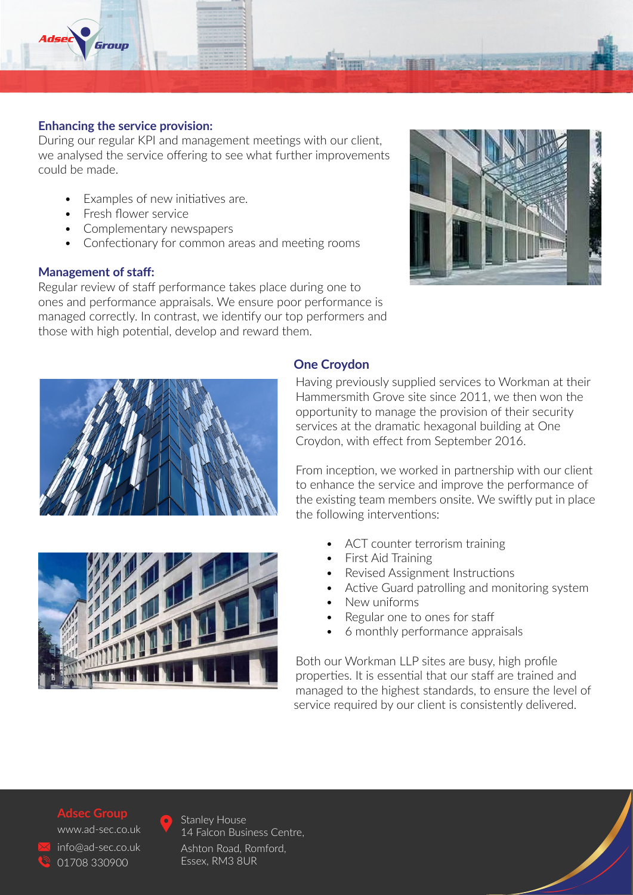## Enhancing the service provision:

During our regular KPI and management meetings with our client, we analysed the service offering to see what further improvements could be made.

- Examples of new initiatives are.
- Fresh flower service
- Complementary newspapers
- Confectionary for common areas and meeting rooms

## Management of staff:

Regular review of staff performance takes place during one to ones and performance appraisals. We ensure poor performance is managed correctly. In contrast, we identify our top performers and those with high potential, develop and reward them.

## One Croydon

Having previously supplied services to Workman at their Hammersmith Grove site since 2011, we then won the opportunity to manage the provision of their security services at the dramatic hexagonal building at One Croydon, with effect from September 2016.

From inception, we worked in partnership with our client to enhance the service and improve the performance of the existing team members onsite. We swiftly put in place the following interventions:

- ACT counter terrorism training
- First Aid Training
- Revised Assignment Instructions
- Active Guard patrolling and monitoring system
- New uniforms
- Regular one to ones for staff
- 6 monthly performance appraisals

Both our Workman LLP sites are busy, high profile properties. It is essential that our staff are trained and managed to the highest standards, to ensure the level of service required by our client is consistently delivered.

**Adsec Group**
www.ad-sec.co.uk
info@ad-sec.co.uk
01708 330900

Stanley House
14 Falcon Business Centre,
Ashton Road, Romford,
Essex, RM3 8UR